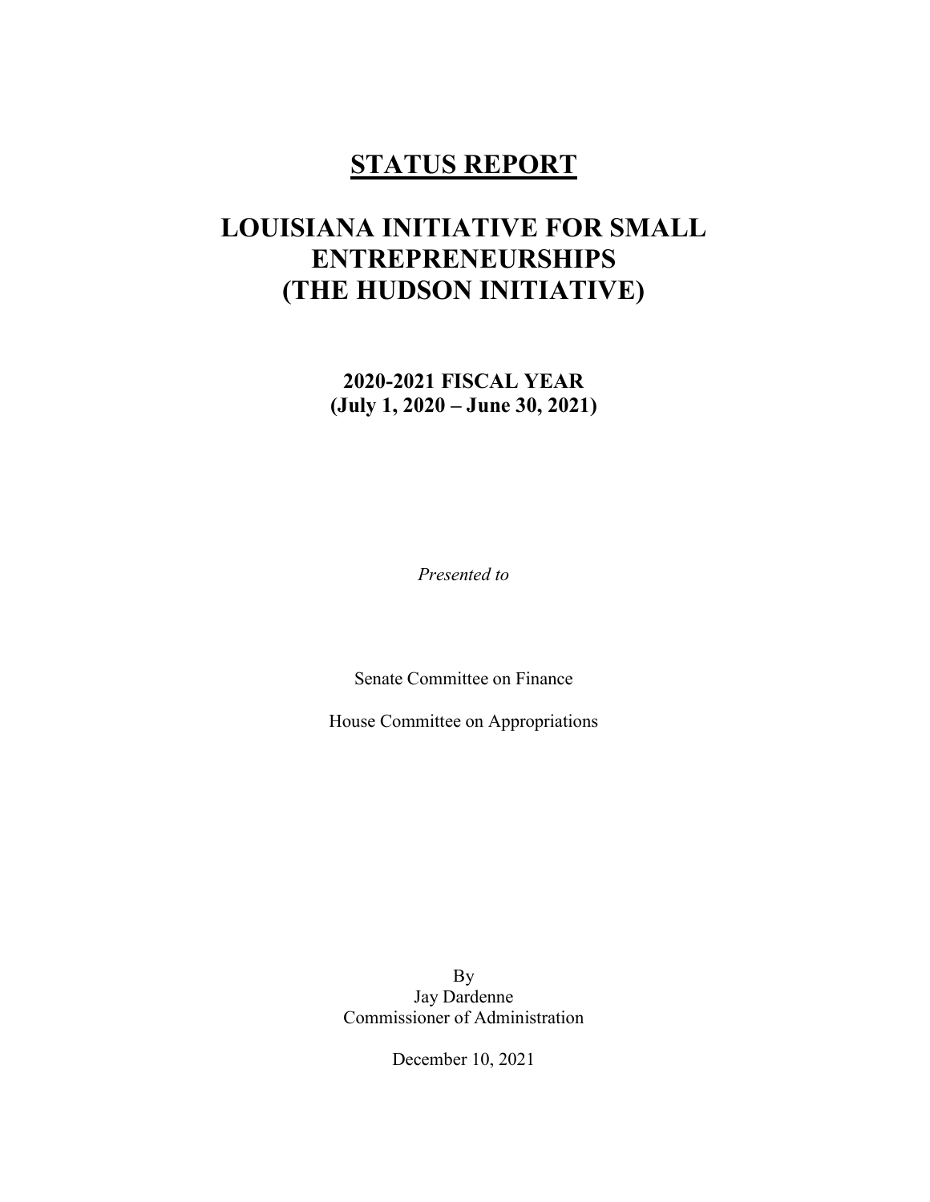# STATUS REPORT

# LOUISIANA INITIATIVE FOR SMALL ENTREPRENEURSHIPS (THE HUDSON INITIATIVE)

### 2020-2021 FISCAL YEAR
### (July 1, 2020 – June 30, 2021)

*Presented to*

Senate Committee on Finance

House Committee on Appropriations

By
Jay Dardenne
Commissioner of Administration

December 10, 2021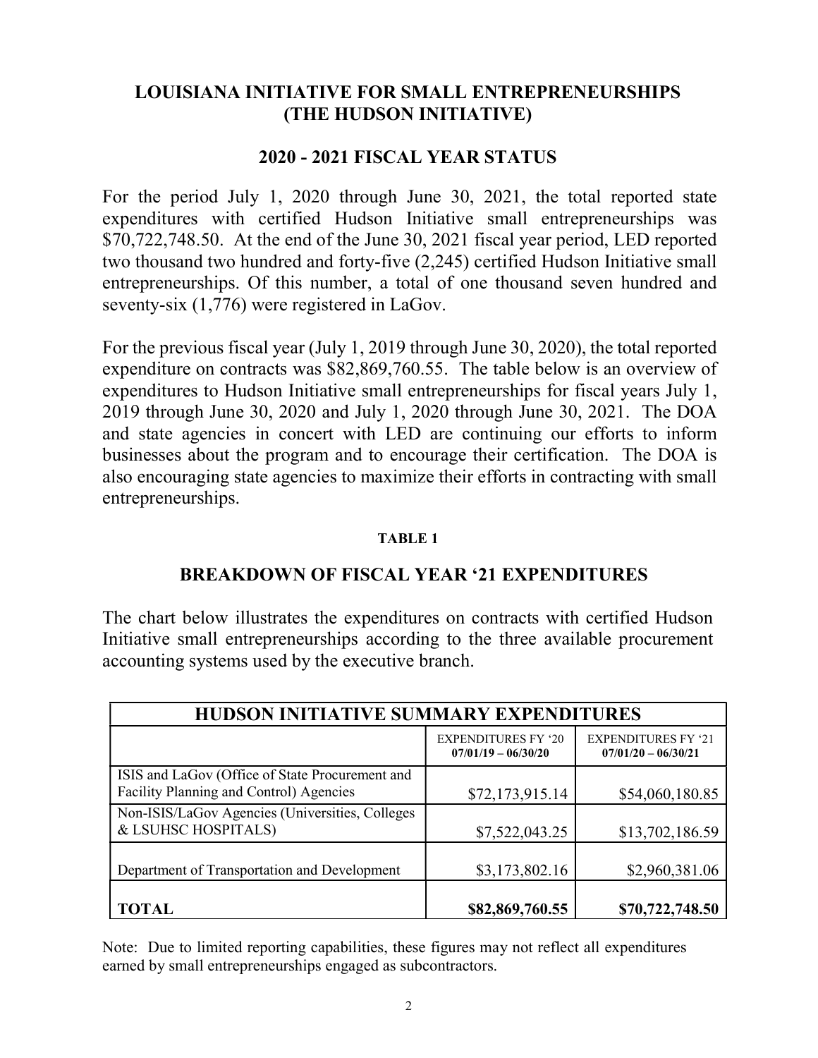## LOUISIANA INITIATIVE FOR SMALL ENTREPRENEURSHIPS (THE HUDSON INITIATIVE)

### 2020 - 2021 FISCAL YEAR STATUS

For the period July 1, 2020 through June 30, 2021, the total reported state expenditures with certified Hudson Initiative small entrepreneurships was $70,722,748.50. At the end of the June 30, 2021 fiscal year period, LED reported two thousand two hundred and forty-five (2,245) certified Hudson Initiative small entrepreneurships. Of this number, a total of one thousand seven hundred and seventy-six (1,776) were registered in LaGov.

For the previous fiscal year (July 1, 2019 through June 30, 2020), the total reported expenditure on contracts was $82,869,760.55. The table below is an overview of expenditures to Hudson Initiative small entrepreneurships for fiscal years July 1, 2019 through June 30, 2020 and July 1, 2020 through June 30, 2021. The DOA and state agencies in concert with LED are continuing our efforts to inform businesses about the program and to encourage their certification. The DOA is also encouraging state agencies to maximize their efforts in contracting with small entrepreneurships.

**TABLE 1**

### BREAKDOWN OF FISCAL YEAR '21 EXPENDITURES

The chart below illustrates the expenditures on contracts with certified Hudson Initiative small entrepreneurships according to the three available procurement accounting systems used by the executive branch.

| HUDSON INITIATIVE SUMMARY EXPENDITURES | | |
|---|---|---|
| | EXPENDITURES FY '20 **07/01/19 – 06/30/20** | EXPENDITURES FY '21 **07/01/20 – 06/30/21** |
| ISIS and LaGov (Office of State Procurement and Facility Planning and Control) Agencies | $72,173,915.14 | $54,060,180.85 |
| Non-ISIS/LaGov Agencies (Universities, Colleges & LSUHSC HOSPITALS) | $7,522,043.25 | $13,702,186.59 |
| Department of Transportation and Development | $3,173,802.16 | $2,960,381.06 |
| **TOTAL** | **$82,869,760.55** | **$70,722,748.50** |

Note: Due to limited reporting capabilities, these figures may not reflect all expenditures earned by small entrepreneurships engaged as subcontractors.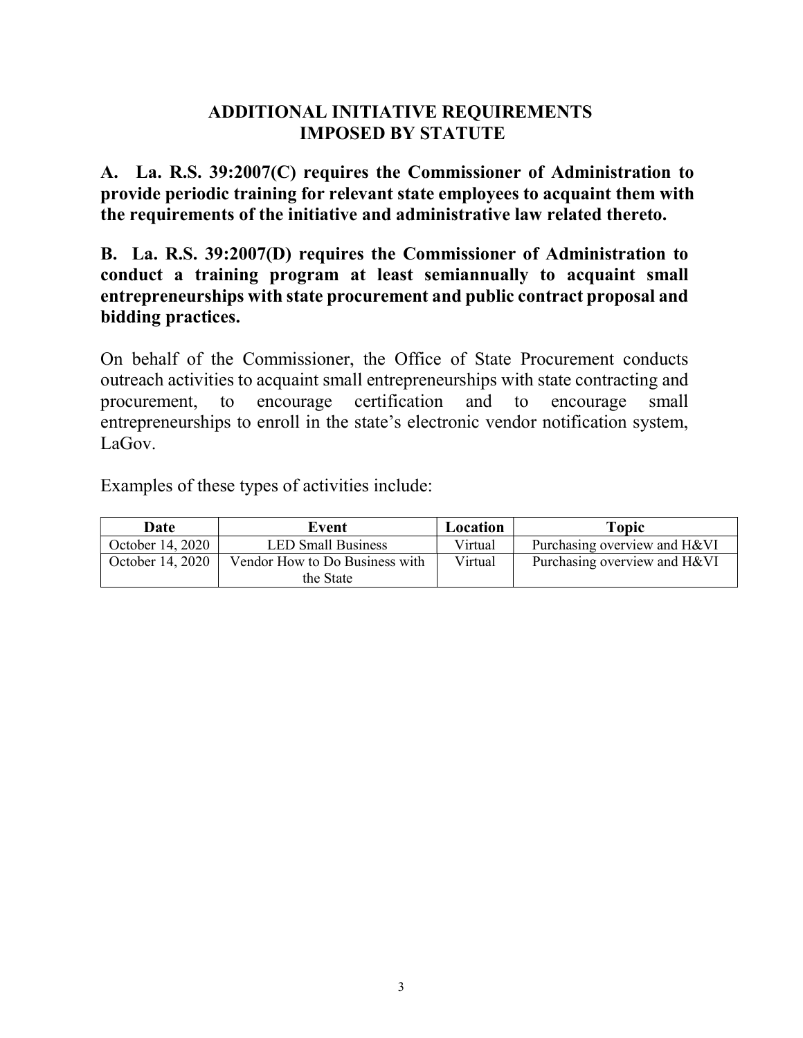## ADDITIONAL INITIATIVE REQUIREMENTS IMPOSED BY STATUTE

**A. La. R.S. 39:2007(C) requires the Commissioner of Administration to provide periodic training for relevant state employees to acquaint them with the requirements of the initiative and administrative law related thereto.**

**B. La. R.S. 39:2007(D) requires the Commissioner of Administration to conduct a training program at least semiannually to acquaint small entrepreneurships with state procurement and public contract proposal and bidding practices.**

On behalf of the Commissioner, the Office of State Procurement conducts outreach activities to acquaint small entrepreneurships with state contracting and procurement, to encourage certification and to encourage small entrepreneurships to enroll in the state's electronic vendor notification system, LaGov.

Examples of these types of activities include:

| Date | Event | Location | Topic |
| --- | --- | --- | --- |
| October 14, 2020 | LED Small Business | Virtual | Purchasing overview and H&VI |
| October 14, 2020 | Vendor How to Do Business with the State | Virtual | Purchasing overview and H&VI |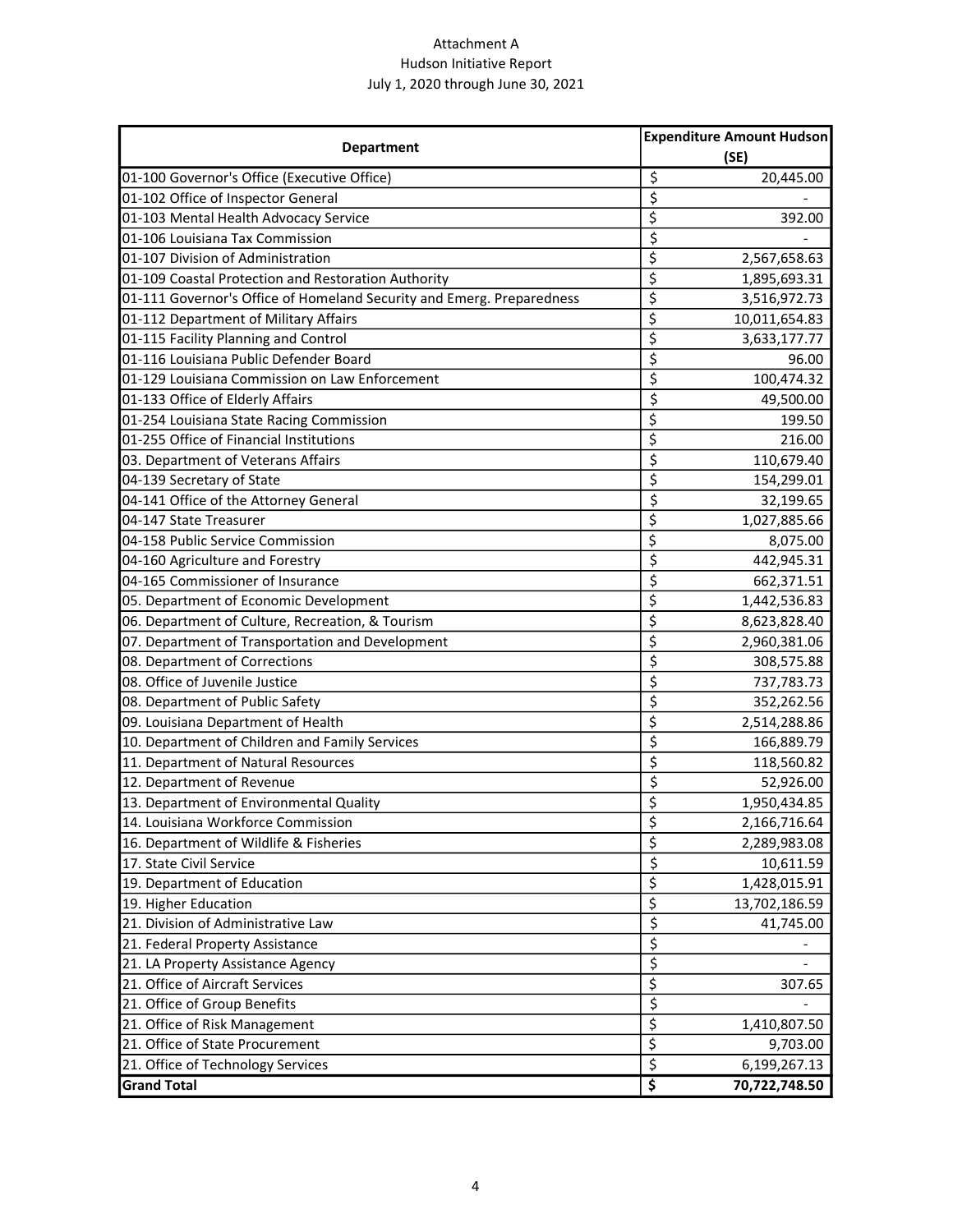Attachment A
Hudson Initiative Report
July 1, 2020 through June 30, 2021

| Department | Expenditure Amount Hudson (SE) |
|---|---|
| 01-100 Governor's Office (Executive Office) | $ 20,445.00 |
| 01-102 Office of Inspector General | $ - |
| 01-103 Mental Health Advocacy Service | $ 392.00 |
| 01-106 Louisiana Tax Commission | $ - |
| 01-107 Division of Administration | $ 2,567,658.63 |
| 01-109 Coastal Protection and Restoration Authority | $ 1,895,693.31 |
| 01-111 Governor's Office of Homeland Security and Emerg. Preparedness | $ 3,516,972.73 |
| 01-112 Department of Military Affairs | $ 10,011,654.83 |
| 01-115 Facility Planning and Control | $ 3,633,177.77 |
| 01-116 Louisiana Public Defender Board | $ 96.00 |
| 01-129 Louisiana Commission on Law Enforcement | $ 100,474.32 |
| 01-133 Office of Elderly Affairs | $ 49,500.00 |
| 01-254 Louisiana State Racing Commission | $ 199.50 |
| 01-255 Office of Financial Institutions | $ 216.00 |
| 03. Department of Veterans Affairs | $ 110,679.40 |
| 04-139 Secretary of State | $ 154,299.01 |
| 04-141 Office of the Attorney General | $ 32,199.65 |
| 04-147 State Treasurer | $ 1,027,885.66 |
| 04-158 Public Service Commission | $ 8,075.00 |
| 04-160 Agriculture and Forestry | $ 442,945.31 |
| 04-165 Commissioner of Insurance | $ 662,371.51 |
| 05. Department of Economic Development | $ 1,442,536.83 |
| 06. Department of Culture, Recreation, & Tourism | $ 8,623,828.40 |
| 07. Department of Transportation and Development | $ 2,960,381.06 |
| 08. Department of Corrections | $ 308,575.88 |
| 08. Office of Juvenile Justice | $ 737,783.73 |
| 08. Department of Public Safety | $ 352,262.56 |
| 09. Louisiana Department of Health | $ 2,514,288.86 |
| 10. Department of Children and Family Services | $ 166,889.79 |
| 11. Department of Natural Resources | $ 118,560.82 |
| 12. Department of Revenue | $ 52,926.00 |
| 13. Department of Environmental Quality | $ 1,950,434.85 |
| 14. Louisiana Workforce Commission | $ 2,166,716.64 |
| 16. Department of Wildlife & Fisheries | $ 2,289,983.08 |
| 17. State Civil Service | $ 10,611.59 |
| 19. Department of Education | $ 1,428,015.91 |
| 19. Higher Education | $ 13,702,186.59 |
| 21. Division of Administrative Law | $ 41,745.00 |
| 21. Federal Property Assistance | $ - |
| 21. LA Property Assistance Agency | $ - |
| 21. Office of Aircraft Services | $ 307.65 |
| 21. Office of Group Benefits | $ - |
| 21. Office of Risk Management | $ 1,410,807.50 |
| 21. Office of State Procurement | $ 9,703.00 |
| 21. Office of Technology Services | $ 6,199,267.13 |
| **Grand Total** | **$ 70,722,748.50** |